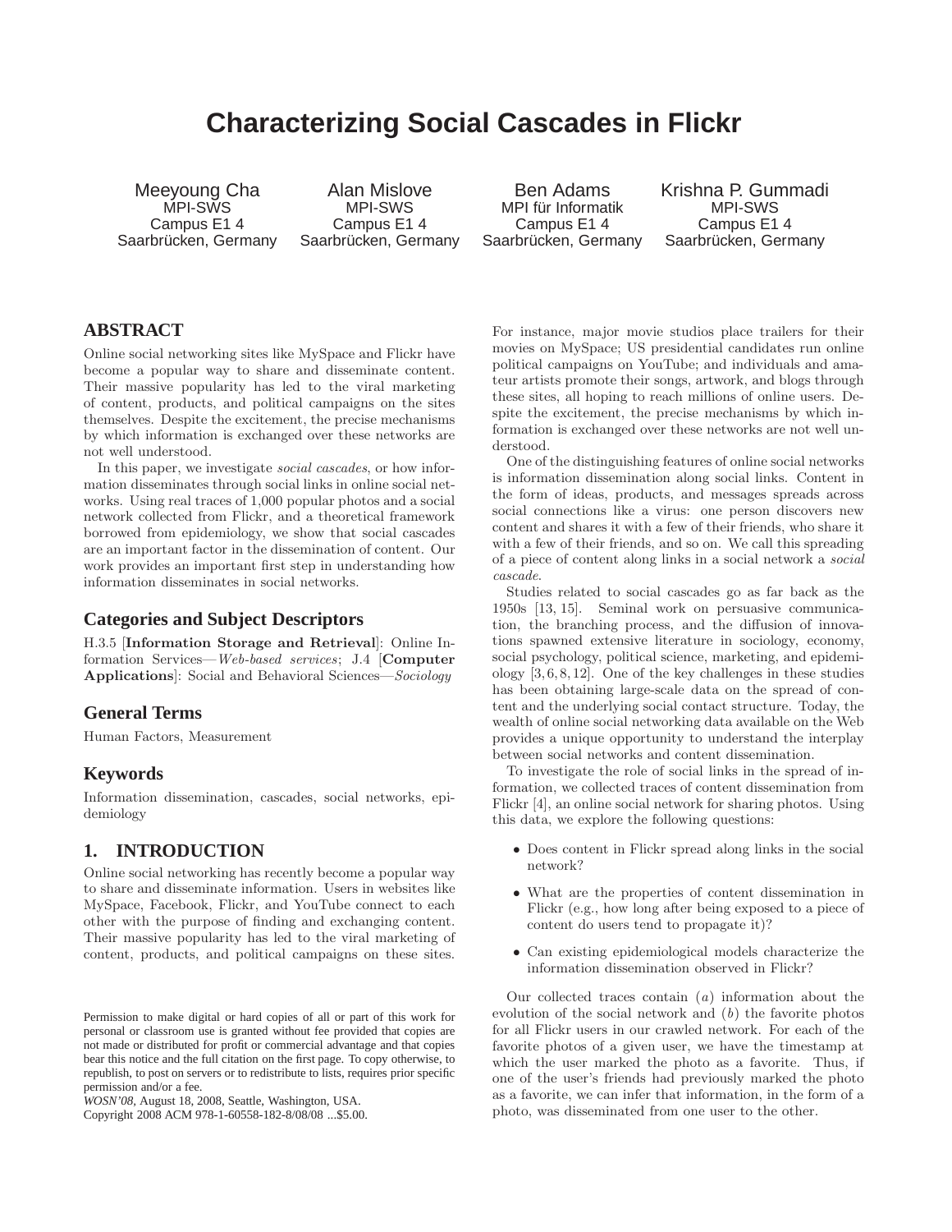# Characterizing Social Cascades in Flickr

Meeyoung Cha
MPI-SWS
Campus E1 4
Saarbrücken, Germany

Alan Mislove
MPI-SWS
Campus E1 4
Saarbrücken, Germany

Ben Adams
MPI für Informatik
Campus E1 4
Saarbrücken, Germany

Krishna P. Gummadi
MPI-SWS
Campus E1 4
Saarbrücken, Germany

## ABSTRACT

Online social networking sites like MySpace and Flickr have become a popular way to share and disseminate content. Their massive popularity has led to the viral marketing of content, products, and political campaigns on the sites themselves. Despite the excitement, the precise mechanisms by which information is exchanged over these networks are not well understood.

In this paper, we investigate *social cascades*, or how information disseminates through social links in online social networks. Using real traces of 1,000 popular photos and a social network collected from Flickr, and a theoretical framework borrowed from epidemiology, we show that social cascades are an important factor in the dissemination of content. Our work provides an important first step in understanding how information disseminates in social networks.

### Categories and Subject Descriptors

H.3.5 [**Information Storage and Retrieval**]: Online Information Services—*Web-based services*; J.4 [**Computer Applications**]: Social and Behavioral Sciences—*Sociology*

### General Terms

Human Factors, Measurement

### Keywords

Information dissemination, cascades, social networks, epidemiology

## 1. INTRODUCTION

Online social networking has recently become a popular way to share and disseminate information. Users in websites like MySpace, Facebook, Flickr, and YouTube connect to each other with the purpose of finding and exchanging content. Their massive popularity has led to the viral marketing of content, products, and political campaigns on these sites. For instance, major movie studios place trailers for their movies on MySpace; US presidential candidates run online political campaigns on YouTube; and individuals and amateur artists promote their songs, artwork, and blogs through these sites, all hoping to reach millions of online users. Despite the excitement, the precise mechanisms by which information is exchanged over these networks are not well understood.

One of the distinguishing features of online social networks is information dissemination along social links. Content in the form of ideas, products, and messages spreads across social connections like a virus: one person discovers new content and shares it with a few of their friends, who share it with a few of their friends, and so on. We call this spreading of a piece of content along links in a social network a *social cascade*.

Studies related to social cascades go as far back as the 1950s [13, 15]. Seminal work on persuasive communication, the branching process, and the diffusion of innovations spawned extensive literature in sociology, economy, social psychology, political science, marketing, and epidemiology [3, 6, 8, 12]. One of the key challenges in these studies has been obtaining large-scale data on the spread of content and the underlying social contact structure. Today, the wealth of online social networking data available on the Web provides a unique opportunity to understand the interplay between social networks and content dissemination.

To investigate the role of social links in the spread of information, we collected traces of content dissemination from Flickr [4], an online social network for sharing photos. Using this data, we explore the following questions:

- Does content in Flickr spread along links in the social network?
- What are the properties of content dissemination in Flickr (e.g., how long after being exposed to a piece of content do users tend to propagate it)?
- Can existing epidemiological models characterize the information dissemination observed in Flickr?

Our collected traces contain (*a*) information about the evolution of the social network and (*b*) the favorite photos for all Flickr users in our crawled network. For each of the favorite photos of a given user, we have the timestamp at which the user marked the photo as a favorite. Thus, if one of the user's friends had previously marked the photo as a favorite, we can infer that information, in the form of a photo, was disseminated from one user to the other.

Permission to make digital or hard copies of all or part of this work for personal or classroom use is granted without fee provided that copies are not made or distributed for profit or commercial advantage and that copies bear this notice and the full citation on the first page. To copy otherwise, to republish, to post on servers or to redistribute to lists, requires prior specific permission and/or a fee.
*WOSN'08*, August 18, 2008, Seattle, Washington, USA.
Copyright 2008 ACM 978-1-60558-182-8/08/08 ...$5.00.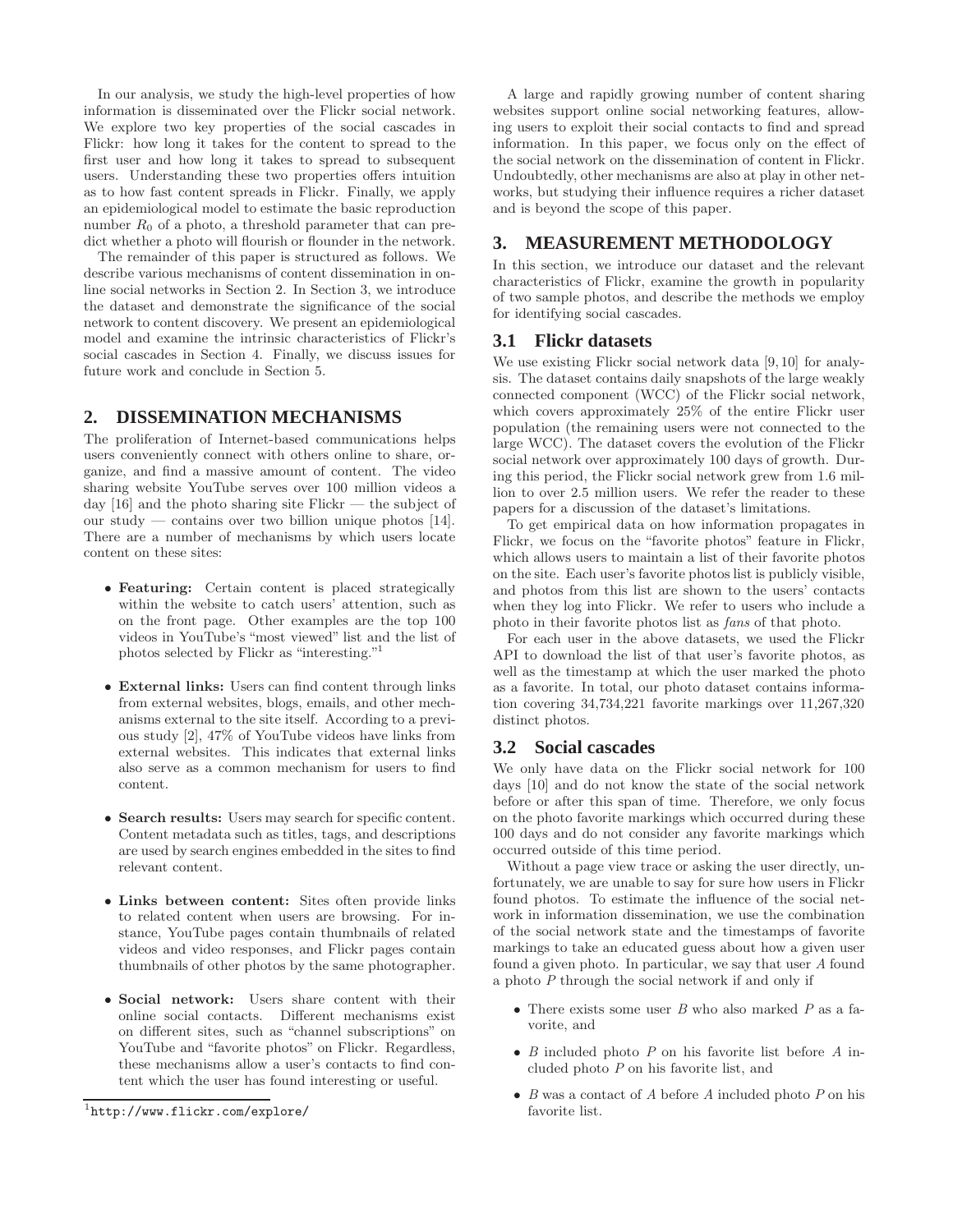In our analysis, we study the high-level properties of how information is disseminated over the Flickr social network. We explore two key properties of the social cascades in Flickr: how long it takes for the content to spread to the first user and how long it takes to spread to subsequent users. Understanding these two properties offers intuition as to how fast content spreads in Flickr. Finally, we apply an epidemiological model to estimate the basic reproduction number $R_0$ of a photo, a threshold parameter that can predict whether a photo will flourish or flounder in the network.

The remainder of this paper is structured as follows. We describe various mechanisms of content dissemination in online social networks in Section 2. In Section 3, we introduce the dataset and demonstrate the significance of the social network to content discovery. We present an epidemiological model and examine the intrinsic characteristics of Flickr's social cascades in Section 4. Finally, we discuss issues for future work and conclude in Section 5.

## 2. DISSEMINATION MECHANISMS

The proliferation of Internet-based communications helps users conveniently connect with others online to share, organize, and find a massive amount of content. The video sharing website YouTube serves over 100 million videos a day [16] and the photo sharing site Flickr — the subject of our study — contains over two billion unique photos [14]. There are a number of mechanisms by which users locate content on these sites:

- **Featuring:** Certain content is placed strategically within the website to catch users' attention, such as on the front page. Other examples are the top 100 videos in YouTube's "most viewed" list and the list of photos selected by Flickr as "interesting."[1]
- **External links:** Users can find content through links from external websites, blogs, emails, and other mechanisms external to the site itself. According to a previous study [2], 47% of YouTube videos have links from external websites. This indicates that external links also serve as a common mechanism for users to find content.
- **Search results:** Users may search for specific content. Content metadata such as titles, tags, and descriptions are used by search engines embedded in the sites to find relevant content.
- **Links between content:** Sites often provide links to related content when users are browsing. For instance, YouTube pages contain thumbnails of related videos and video responses, and Flickr pages contain thumbnails of other photos by the same photographer.
- **Social network:** Users share content with their online social contacts. Different mechanisms exist on different sites, such as "channel subscriptions" on YouTube and "favorite photos" on Flickr. Regardless, these mechanisms allow a user's contacts to find content which the user has found interesting or useful.

[1] `http://www.flickr.com/explore/`

A large and rapidly growing number of content sharing websites support online social networking features, allowing users to exploit their social contacts to find and spread information. In this paper, we focus only on the effect of the social network on the dissemination of content in Flickr. Undoubtedly, other mechanisms are also at play in other networks, but studying their influence requires a richer dataset and is beyond the scope of this paper.

## 3. MEASUREMENT METHODOLOGY

In this section, we introduce our dataset and the relevant characteristics of Flickr, examine the growth in popularity of two sample photos, and describe the methods we employ for identifying social cascades.

### 3.1 Flickr datasets

We use existing Flickr social network data [9, 10] for analysis. The dataset contains daily snapshots of the large weakly connected component (WCC) of the Flickr social network, which covers approximately 25% of the entire Flickr user population (the remaining users were not connected to the large WCC). The dataset covers the evolution of the Flickr social network over approximately 100 days of growth. During this period, the Flickr social network grew from 1.6 million to over 2.5 million users. We refer the reader to these papers for a discussion of the dataset's limitations.

To get empirical data on how information propagates in Flickr, we focus on the "favorite photos" feature in Flickr, which allows users to maintain a list of their favorite photos on the site. Each user's favorite photos list is publicly visible, and photos from this list are shown to the users' contacts when they log into Flickr. We refer to users who include a photo in their favorite photos list as *fans* of that photo.

For each user in the above datasets, we used the Flickr API to download the list of that user's favorite photos, as well as the timestamp at which the user marked the photo as a favorite. In total, our photo dataset contains information covering 34,734,221 favorite markings over 11,267,320 distinct photos.

### 3.2 Social cascades

We only have data on the Flickr social network for 100 days [10] and do not know the state of the social network before or after this span of time. Therefore, we only focus on the photo favorite markings which occurred during these 100 days and do not consider any favorite markings which occurred outside of this time period.

Without a page view trace or asking the user directly, unfortunately, we are unable to say for sure how users in Flickr found photos. To estimate the influence of the social network in information dissemination, we use the combination of the social network state and the timestamps of favorite markings to take an educated guess about how a given user found a given photo. In particular, we say that user $A$ found a photo $P$ through the social network if and only if

- There exists some user $B$ who also marked $P$ as a favorite, and
- $B$ included photo $P$ on his favorite list before $A$ included photo $P$ on his favorite list, and
- $B$ was a contact of $A$ before $A$ included photo $P$ on his favorite list.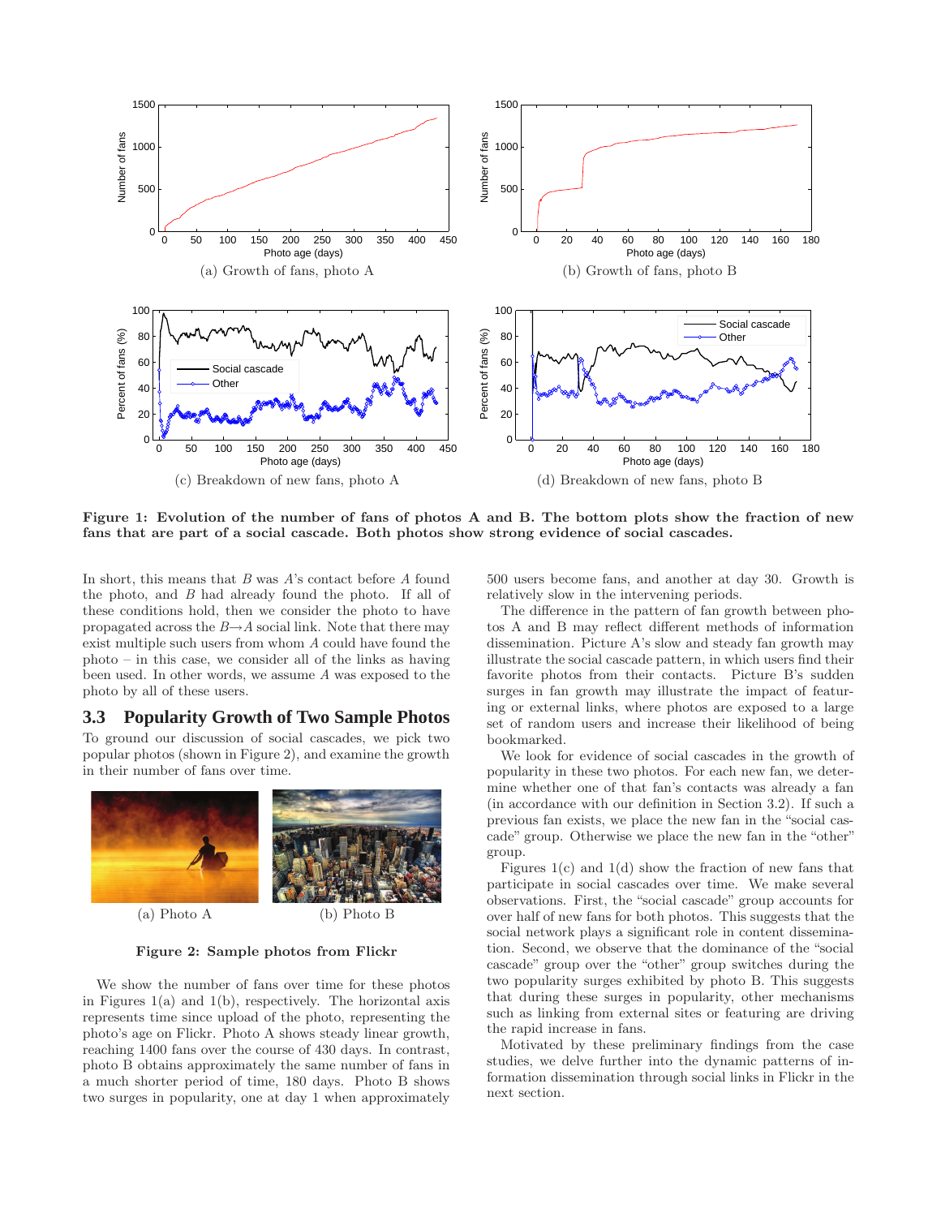Figure 1: Evolution of the number of fans of photos A and B. The bottom plots show the fraction of new fans that are part of a social cascade. Both photos show strong evidence of social cascades.

(a) Growth of fans, photo A

(b) Growth of fans, photo B

(c) Breakdown of new fans, photo A

(d) Breakdown of new fans, photo B

In short, this means that $B$ was $A$'s contact before $A$ found the photo, and $B$ had already found the photo. If all of these conditions hold, then we consider the photo to have propagated across the $B \to A$ social link. Note that there may exist multiple such users from whom $A$ could have found the photo – in this case, we consider all of the links as having been used. In other words, we assume $A$ was exposed to the photo by all of these users.

### 3.3 Popularity Growth of Two Sample Photos

To ground our discussion of social cascades, we pick two popular photos (shown in Figure 2), and examine the growth in their number of fans over time.

(a) Photo A

(b) Photo B

**Figure 2: Sample photos from Flickr**

We show the number of fans over time for these photos in Figures 1(a) and 1(b), respectively. The horizontal axis represents time since upload of the photo, representing the photo's age on Flickr. Photo A shows steady linear growth, reaching 1400 fans over the course of 430 days. In contrast, photo B obtains approximately the same number of fans in a much shorter period of time, 180 days. Photo B shows two surges in popularity, one at day 1 when approximately 500 users become fans, and another at day 30. Growth is relatively slow in the intervening periods.

The difference in the pattern of fan growth between photos A and B may reflect different methods of information dissemination. Picture A's slow and steady fan growth may illustrate the social cascade pattern, in which users find their favorite photos from their contacts. Picture B's sudden surges in fan growth may illustrate the impact of featuring or external links, where photos are exposed to a large set of random users and increase their likelihood of being bookmarked.

We look for evidence of social cascades in the growth of popularity in these two photos. For each new fan, we determine whether one of that fan's contacts was already a fan (in accordance with our definition in Section 3.2). If such a previous fan exists, we place the new fan in the "social cascade" group. Otherwise we place the new fan in the "other" group.

Figures 1(c) and 1(d) show the fraction of new fans that participate in social cascades over time. We make several observations. First, the "social cascade" group accounts for over half of new fans for both photos. This suggests that the social network plays a significant role in content dissemination. Second, we observe that the dominance of the "social cascade" group over the "other" group switches during the two popularity surges exhibited by photo B. This suggests that during these surges in popularity, other mechanisms such as linking from external sites or featuring are driving the rapid increase in fans.

Motivated by these preliminary findings from the case studies, we delve further into the dynamic patterns of information dissemination through social links in Flickr in the next section.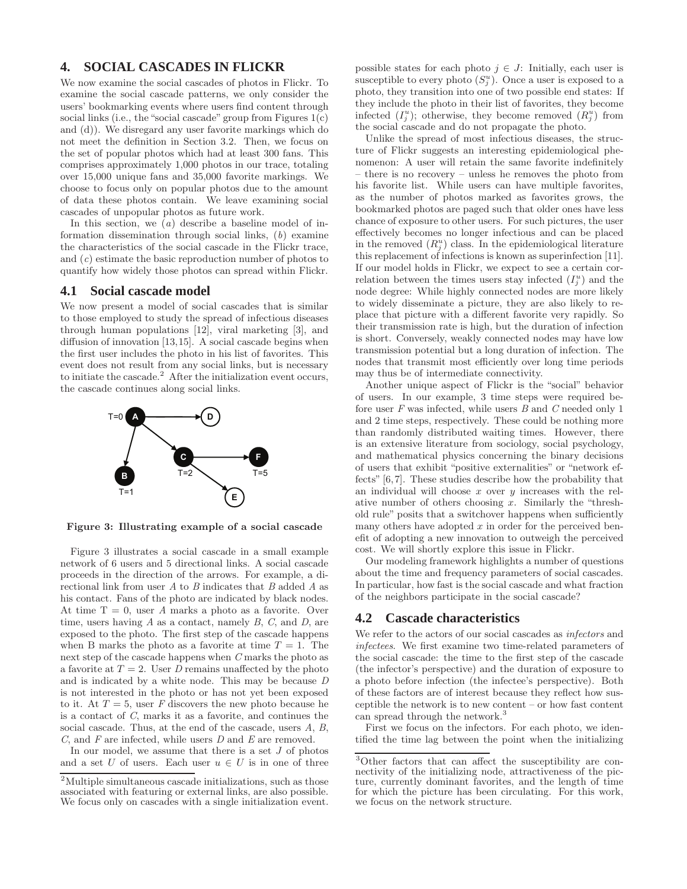## 4. SOCIAL CASCADES IN FLICKR

We now examine the social cascades of photos in Flickr. To examine the social cascade patterns, we only consider the users' bookmarking events where users find content through social links (i.e., the "social cascade" group from Figures 1(c) and (d)). We disregard any user favorite markings which do not meet the definition in Section 3.2. Then, we focus on the set of popular photos which had at least 300 fans. This comprises approximately 1,000 photos in our trace, totaling over 15,000 unique fans and 35,000 favorite markings. We choose to focus only on popular photos due to the amount of data these photos contain. We leave examining social cascades of unpopular photos as future work.

In this section, we $(a)$ describe a baseline model of information dissemination through social links, $(b)$ examine the characteristics of the social cascade in the Flickr trace, and $(c)$ estimate the basic reproduction number of photos to quantify how widely those photos can spread within Flickr.

### 4.1 Social cascade model

We now present a model of social cascades that is similar to those employed to study the spread of infectious diseases through human populations [12], viral marketing [3], and diffusion of innovation [13,15]. A social cascade begins when the first user includes the photo in his list of favorites. This event does not result from any social links, but is necessary to initiate the cascade.[2] After the initialization event occurs, the cascade continues along social links.

T=0
A
D
C
F
B
T=2
T=5
T=1
E

**Figure 3: Illustrating example of a social cascade**

Figure 3 illustrates a social cascade in a small example network of 6 users and 5 directional links. A social cascade proceeds in the direction of the arrows. For example, a directional link from user $A$ to $B$ indicates that $B$ added $A$ as his contact. Fans of the photo are indicated by black nodes. At time T = 0, user $A$ marks a photo as a favorite. Over time, users having $A$ as a contact, namely $B$, $C$, and $D$, are exposed to the photo. The first step of the cascade happens when B marks the photo as a favorite at time $T = 1$. The next step of the cascade happens when $C$ marks the photo as a favorite at $T = 2$. User $D$ remains unaffected by the photo and is indicated by a white node. This may be because $D$ is not interested in the photo or has not yet been exposed to it. At $T = 5$, user $F$ discovers the new photo because he is a contact of $C$, marks it as a favorite, and continues the social cascade. Thus, at the end of the cascade, users $A$, $B$, $C$, and $F$ are infected, while users $D$ and $E$ are removed.

In our model, we assume that there is a set $J$ of photos and a set $U$ of users. Each user $u \in U$ is in one of three possible states for each photo $j \in J$: Initially, each user is susceptible to every photo ($S_j^u$). Once a user is exposed to a photo, they transition into one of two possible end states: If they include the photo in their list of favorites, they become infected ($I_j^u$); otherwise, they become removed ($R_j^u$) from the social cascade and do not propagate the photo.

Unlike the spread of most infectious diseases, the structure of Flickr suggests an interesting epidemiological phenomenon: A user will retain the same favorite indefinitely – there is no recovery – unless he removes the photo from his favorite list. While users can have multiple favorites, as the number of photos marked as favorites grows, the bookmarked photos are paged such that older ones have less chance of exposure to other users. For such pictures, the user effectively becomes no longer infectious and can be placed in the removed ($R_j^u$) class. In the epidemiological literature this replacement of infections is known as superinfection [11]. If our model holds in Flickr, we expect to see a certain correlation between the times users stay infected ($I_j^u$) and the node degree: While highly connected nodes are more likely to widely disseminate a picture, they are also likely to replace that picture with a different favorite very rapidly. So their transmission rate is high, but the duration of infection is short. Conversely, weakly connected nodes may have low transmission potential but a long duration of infection. The nodes that transmit most efficiently over long time periods may thus be of intermediate connectivity.

Another unique aspect of Flickr is the "social" behavior of users. In our example, 3 time steps were required before user $F$ was infected, while users $B$ and $C$ needed only 1 and 2 time steps, respectively. These could be nothing more than randomly distributed waiting times. However, there is an extensive literature from sociology, social psychology, and mathematical physics concerning the binary decisions of users that exhibit "positive externalities" or "network effects" [6,7]. These studies describe how the probability that an individual will choose $x$ over $y$ increases with the relative number of others choosing $x$. Similarly the "threshold rule" posits that a switchover happens when sufficiently many others have adopted $x$ in order for the perceived benefit of adopting a new innovation to outweigh the perceived cost. We will shortly explore this issue in Flickr.

Our modeling framework highlights a number of questions about the time and frequency parameters of social cascades. In particular, how fast is the social cascade and what fraction of the neighbors participate in the social cascade?

### 4.2 Cascade characteristics

We refer to the actors of our social cascades as *infectors* and *infectees*. We first examine two time-related parameters of the social cascade: the time to the first step of the cascade (the infector's perspective) and the duration of exposure to a photo before infection (the infectee's perspective). Both of these factors are of interest because they reflect how susceptible the network is to new content – or how fast content can spread through the network.[3]

First we focus on the infectors. For each photo, we identified the time lag between the point when the initializing

[2] Multiple simultaneous cascade initializations, such as those associated with featuring or external links, are also possible. We focus only on cascades with a single initialization event.

[3] Other factors that can affect the susceptibility are connectivity of the initializing node, attractiveness of the picture, currently dominant favorites, and the length of time for which the picture has been circulating. For this work, we focus on the network structure.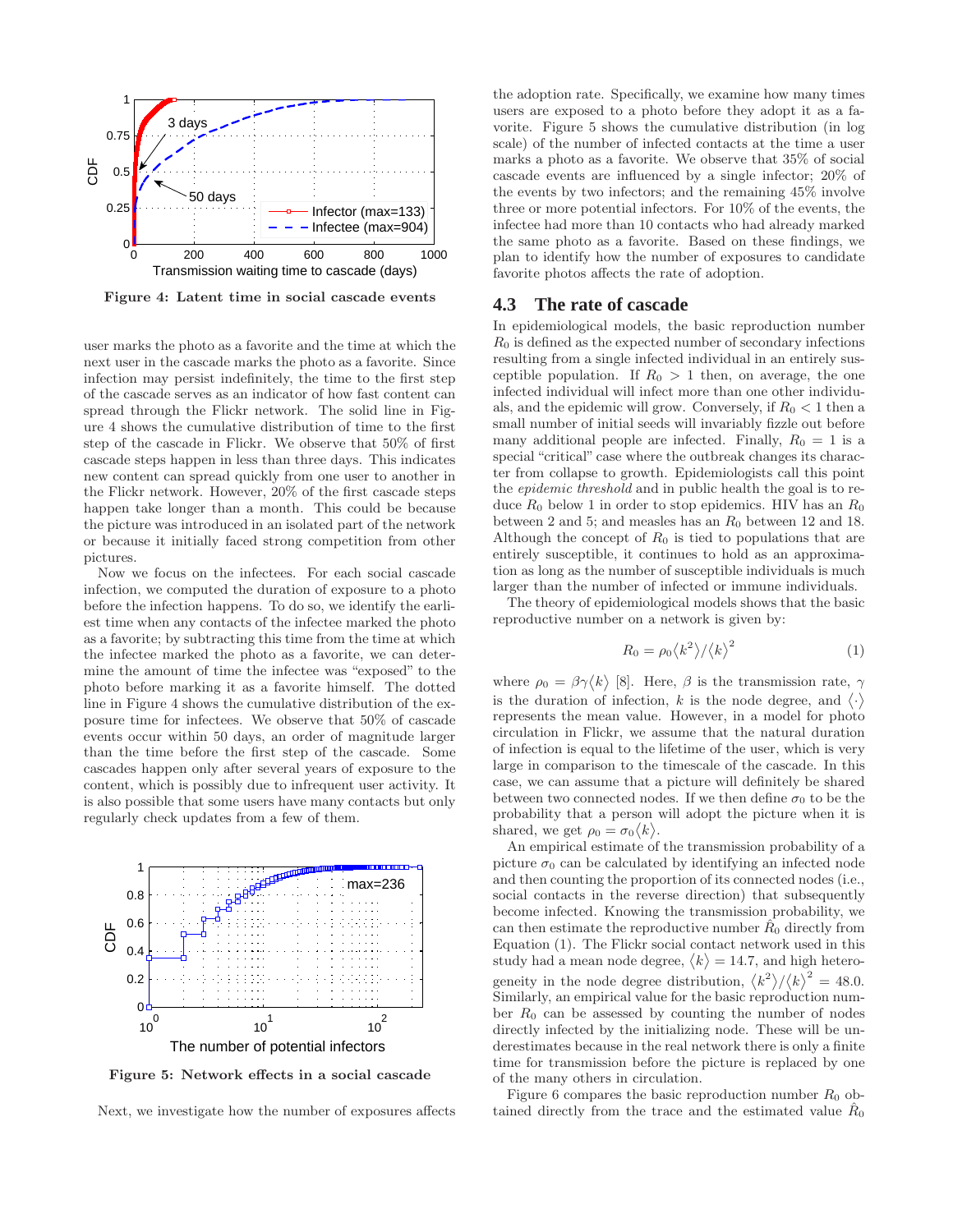Figure 4: Latent time in social cascade events

user marks the photo as a favorite and the time at which the next user in the cascade marks the photo as a favorite. Since infection may persist indefinitely, the time to the first step of the cascade serves as an indicator of how fast content can spread through the Flickr network. The solid line in Figure 4 shows the cumulative distribution of time to the first step of the cascade in Flickr. We observe that 50% of first cascade steps happen in less than three days. This indicates new content can spread quickly from one user to another in the Flickr network. However, 20% of the first cascade steps happen take longer than a month. This could be because the picture was introduced in an isolated part of the network or because it initially faced strong competition from other pictures.

Now we focus on the infectees. For each social cascade infection, we computed the duration of exposure to a photo before the infection happens. To do so, we identify the earliest time when any contacts of the infectee marked the photo as a favorite; by subtracting this time from the time at which the infectee marked the photo as a favorite, we can determine the amount of time the infectee was "exposed" to the photo before marking it as a favorite himself. The dotted line in Figure 4 shows the cumulative distribution of the exposure time for infectees. We observe that 50% of cascade events occur within 50 days, an order of magnitude larger than the time before the first step of the cascade. Some cascades happen only after several years of exposure to the content, which is possibly due to infrequent user activity. It is also possible that some users have many contacts but only regularly check updates from a few of them.

Figure 5: Network effects in a social cascade

Next, we investigate how the number of exposures affects the adoption rate. Specifically, we examine how many times users are exposed to a photo before they adopt it as a favorite. Figure 5 shows the cumulative distribution (in log scale) of the number of infected contacts at the time a user marks a photo as a favorite. We observe that 35% of social cascade events are influenced by a single infector; 20% of the events by two infectors; and the remaining 45% involve three or more potential infectors. For 10% of the events, the infectee had more than 10 contacts who had already marked the same photo as a favorite. Based on these findings, we plan to identify how the number of exposures to candidate favorite photos affects the rate of adoption.

## 4.3 The rate of cascade

In epidemiological models, the basic reproduction number $R_0$ is defined as the expected number of secondary infections resulting from a single infected individual in an entirely susceptible population. If $R_0 > 1$ then, on average, the one infected individual will infect more than one other individuals, and the epidemic will grow. Conversely, if $R_0 < 1$ then a small number of initial seeds will invariably fizzle out before many additional people are infected. Finally, $R_0 = 1$ is a special "critical" case where the outbreak changes its character from collapse to growth. Epidemiologists call this point the *epidemic threshold* and in public health the goal is to reduce $R_0$ below 1 in order to stop epidemics. HIV has an $R_0$ between 2 and 5; and measles has an $R_0$ between 12 and 18. Although the concept of $R_0$ is tied to populations that are entirely susceptible, it continues to hold as an approximation as long as the number of susceptible individuals is much larger than the number of infected or immune individuals.

The theory of epidemiological models shows that the basic reproductive number on a network is given by:

$$R_0 = \rho_0 \langle k^2 \rangle / \langle k \rangle^2 \qquad (1)$$

where $\rho_0 = \beta\gamma\langle k \rangle$ [8]. Here, $\beta$ is the transmission rate, $\gamma$ is the duration of infection, $k$ is the node degree, and $\langle \cdot \rangle$ represents the mean value. However, in a model for photo circulation in Flickr, we assume that the natural duration of infection is equal to the lifetime of the user, which is very large in comparison to the timescale of the cascade. In this case, we can assume that a picture will definitely be shared between two connected nodes. If we then define $\sigma_0$ to be the probability that a person will adopt the picture when it is shared, we get $\rho_0 = \sigma_0 \langle k \rangle$.

An empirical estimate of the transmission probability of a picture $\sigma_0$ can be calculated by identifying an infected node and then counting the proportion of its connected nodes (i.e., social contacts in the reverse direction) that subsequently become infected. Knowing the transmission probability, we can then estimate the reproductive number $\hat{R}_0$ directly from Equation (1). The Flickr social contact network used in this study had a mean node degree, $\langle k \rangle = 14.7$, and high heterogeneity in the node degree distribution, $\langle k^2 \rangle / \langle k \rangle^2 = 48.0$. Similarly, an empirical value for the basic reproduction number $R_0$ can be assessed by counting the number of nodes directly infected by the initializing node. These will be underestimates because in the real network there is only a finite time for transmission before the picture is replaced by one of the many others in circulation.

Figure 6 compares the basic reproduction number $R_0$ obtained directly from the trace and the estimated value $\hat{R}_0$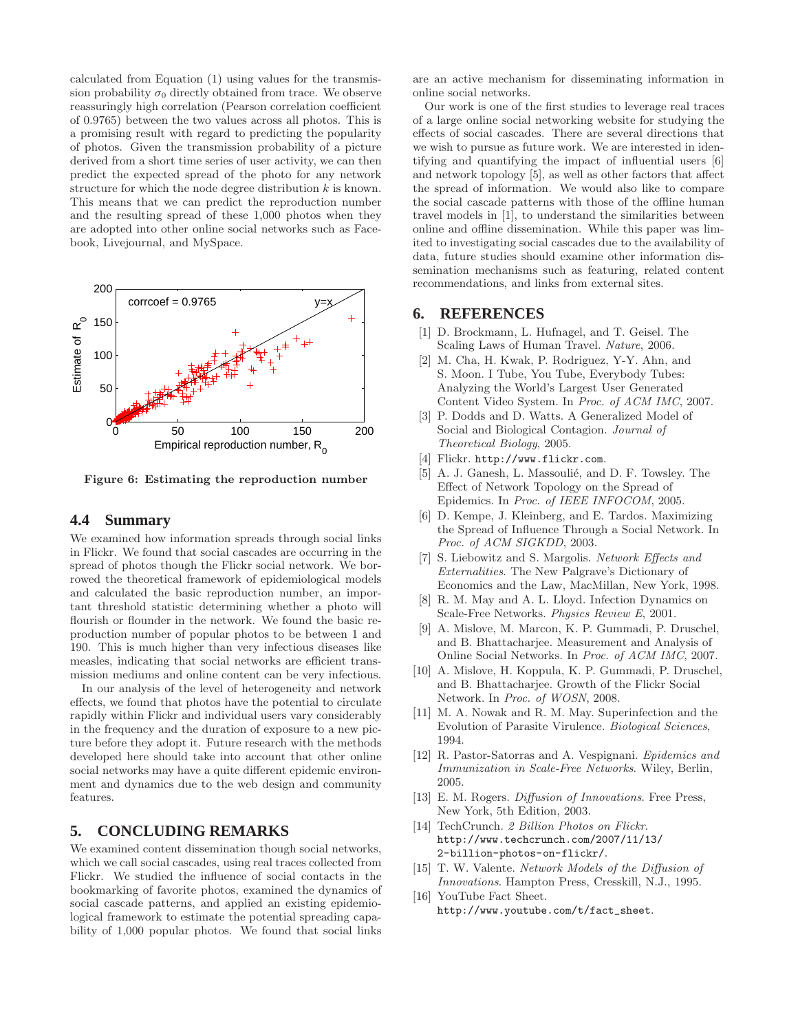calculated from Equation (1) using values for the transmission probability $\sigma_0$ directly obtained from trace. We observe reassuringly high correlation (Pearson correlation coefficient of 0.9765) between the two values across all photos. This is a promising result with regard to predicting the popularity of photos. Given the transmission probability of a picture derived from a short time series of user activity, we can then predict the expected spread of the photo for any network structure for which the node degree distribution $k$ is known. This means that we can predict the reproduction number and the resulting spread of these 1,000 photos when they are adopted into other online social networks such as Facebook, Livejournal, and MySpace.

corrcoef = 0.9765

y=x

Estimate of $R_0$

Empirical reproduction number, $R_0$

0, 50, 100, 150, 200

0, 50, 100, 150, 200

**Figure 6: Estimating the reproduction number**

## 4.4 Summary

We examined how information spreads through social links in Flickr. We found that social cascades are occurring in the spread of photos though the Flickr social network. We borrowed the theoretical framework of epidemiological models and calculated the basic reproduction number, an important threshold statistic determining whether a photo will flourish or flounder in the network. We found the basic reproduction number of popular photos to be between 1 and 190. This is much higher than very infectious diseases like measles, indicating that social networks are efficient transmission mediums and online content can be very infectious.

In our analysis of the level of heterogeneity and network effects, we found that photos have the potential to circulate rapidly within Flickr and individual users vary considerably in the frequency and the duration of exposure to a new picture before they adopt it. Future research with the methods developed here should take into account that other online social networks may have a quite different epidemic environment and dynamics due to the web design and community features.

# 5. CONCLUDING REMARKS

We examined content dissemination though social networks, which we call social cascades, using real traces collected from Flickr. We studied the influence of social contacts in the bookmarking of favorite photos, examined the dynamics of social cascade patterns, and applied an existing epidemiological framework to estimate the potential spreading capability of 1,000 popular photos. We found that social links are an active mechanism for disseminating information in online social networks.

Our work is one of the first studies to leverage real traces of a large online social networking website for studying the effects of social cascades. There are several directions that we wish to pursue as future work. We are interested in identifying and quantifying the impact of influential users [6] and network topology [5], as well as other factors that affect the spread of information. We would also like to compare the social cascade patterns with those of the offline human travel models in [1], to understand the similarities between online and offline dissemination. While this paper was limited to investigating social cascades due to the availability of data, future studies should examine other information dissemination mechanisms such as featuring, related content recommendations, and links from external sites.

# 6. REFERENCES

[1] D. Brockmann, L. Hufnagel, and T. Geisel. The Scaling Laws of Human Travel. *Nature*, 2006.

[2] M. Cha, H. Kwak, P. Rodriguez, Y-Y. Ahn, and S. Moon. I Tube, You Tube, Everybody Tubes: Analyzing the World's Largest User Generated Content Video System. In *Proc. of ACM IMC*, 2007.

[3] P. Dodds and D. Watts. A Generalized Model of Social and Biological Contagion. *Journal of Theoretical Biology*, 2005.

[4] Flickr. http://www.flickr.com.

[5] A. J. Ganesh, L. Massoulié, and D. F. Towsley. The Effect of Network Topology on the Spread of Epidemics. In *Proc. of IEEE INFOCOM*, 2005.

[6] D. Kempe, J. Kleinberg, and E. Tardos. Maximizing the Spread of Influence Through a Social Network. In *Proc. of ACM SIGKDD*, 2003.

[7] S. Liebowitz and S. Margolis. *Network Effects and Externalities*. The New Palgrave's Dictionary of Economics and the Law, MacMillan, New York, 1998.

[8] R. M. May and A. L. Lloyd. Infection Dynamics on Scale-Free Networks. *Physics Review E*, 2001.

[9] A. Mislove, M. Marcon, K. P. Gummadi, P. Druschel, and B. Bhattacharjee. Measurement and Analysis of Online Social Networks. In *Proc. of ACM IMC*, 2007.

[10] A. Mislove, H. Koppula, K. P. Gummadi, P. Druschel, and B. Bhattacharjee. Growth of the Flickr Social Network. In *Proc. of WOSN*, 2008.

[11] M. A. Nowak and R. M. May. Superinfection and the Evolution of Parasite Virulence. *Biological Sciences*, 1994.

[12] R. Pastor-Satorras and A. Vespignani. *Epidemics and Immunization in Scale-Free Networks*. Wiley, Berlin, 2005.

[13] E. M. Rogers. *Diffusion of Innovations*. Free Press, New York, 5th Edition, 2003.

[14] TechCrunch. *2 Billion Photos on Flickr*. http://www.techcrunch.com/2007/11/13/2-billion-photos-on-flickr/.

[15] T. W. Valente. *Network Models of the Diffusion of Innovations*. Hampton Press, Cresskill, N.J., 1995.

[16] YouTube Fact Sheet. http://www.youtube.com/t/fact_sheet.